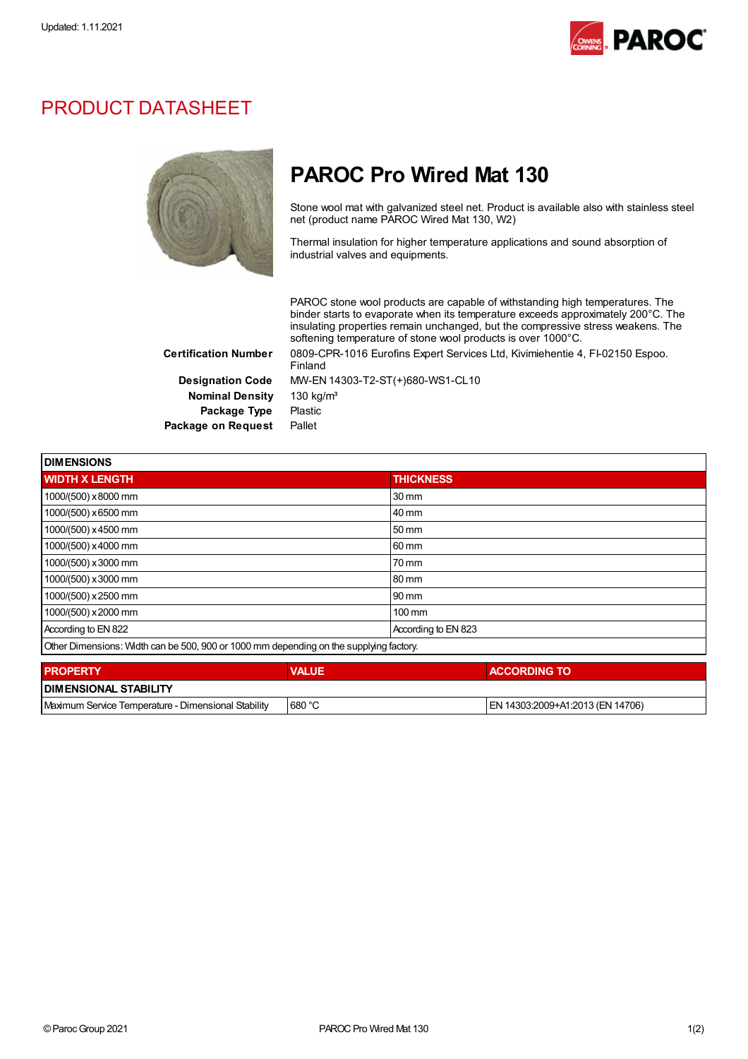Updated: 1.11.2021

# PRODUCT DATASHEET

## PAROC Pro Wired Mat 130

Stone wool mat with galvanized steel net. Product is available also with stainless steel net (product name PAROC Wired Mat 130, W2)

Thermal insulation for higher temperature applications and sound absorption of industrial valves and equipments.

PAROC stone wool products are capable of withstanding high temperatures. The binder starts to evaporate when its temperature exceeds approximately 200°C. The insulating properties remain unchanged, but the compressive stress weakens. The softening temperature of stone wool products is over 1000°C.

**Certification Number** 0809-CPR-1016 Eurofins Expert Services Ltd, Kivimiehentie 4, FI-02150 Espoo. Finland

**Designation Code** MW-EN 14303-T2-ST(+)680-WS1-CL10

**Nominal Density** 130 kg/m³

**Package Type** Plastic

**Package on Request** Pallet

| DIMENSIONS | |
|---|---|
| **WIDTH X LENGTH** | **THICKNESS** |
| 1000/(500) x 8000 mm | 30 mm |
| 1000/(500) x 6500 mm | 40 mm |
| 1000/(500) x 4500 mm | 50 mm |
| 1000/(500) x 4000 mm | 60 mm |
| 1000/(500) x 3000 mm | 70 mm |
| 1000/(500) x 3000 mm | 80 mm |
| 1000/(500) x 2500 mm | 90 mm |
| 1000/(500) x 2000 mm | 100 mm |
| According to EN 822 | According to EN 823 |
| Other Dimensions: Width can be 500, 900 or 1000 mm depending on the supplying factory. | |

| PROPERTY | VALUE | ACCORDING TO |
|---|---|---|
| **DIMENSIONAL STABILITY** | | |
| Maximum Service Temperature - Dimensional Stability | 680 °C | EN 14303:2009+A1:2013 (EN 14706) |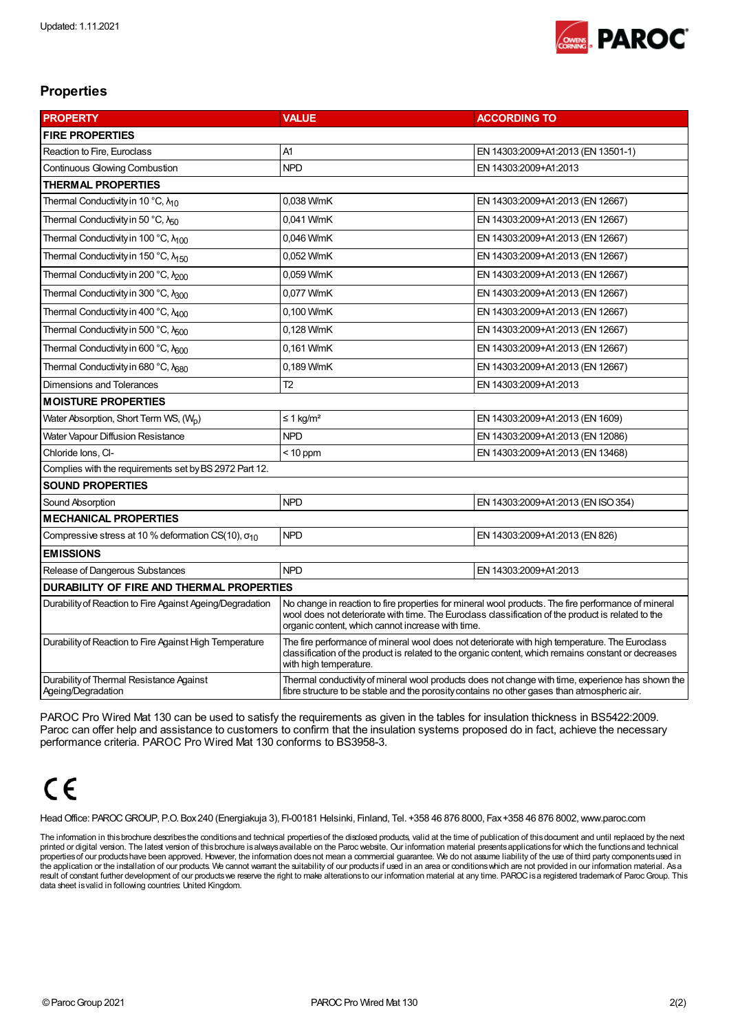Updated: 1.11.2021

## Properties

| PROPERTY | VALUE | ACCORDING TO |
|---|---|---|
| **FIRE PROPERTIES** | | |
| Reaction to Fire, Euroclass | A1 | EN 14303:2009+A1:2013 (EN 13501-1) |
| Continuous Glowing Combustion | NPD | EN 14303:2009+A1:2013 |
| **THERMAL PROPERTIES** | | |
| Thermal Conductivity in 10 °C, $\lambda_{10}$ | 0,038 W/mK | EN 14303:2009+A1:2013 (EN 12667) |
| Thermal Conductivity in 50 °C, $\lambda_{50}$ | 0,041 W/mK | EN 14303:2009+A1:2013 (EN 12667) |
| Thermal Conductivity in 100 °C, $\lambda_{100}$ | 0,046 W/mK | EN 14303:2009+A1:2013 (EN 12667) |
| Thermal Conductivity in 150 °C, $\lambda_{150}$ | 0,052 W/mK | EN 14303:2009+A1:2013 (EN 12667) |
| Thermal Conductivity in 200 °C, $\lambda_{200}$ | 0,059 W/mK | EN 14303:2009+A1:2013 (EN 12667) |
| Thermal Conductivity in 300 °C, $\lambda_{300}$ | 0,077 W/mK | EN 14303:2009+A1:2013 (EN 12667) |
| Thermal Conductivity in 400 °C, $\lambda_{400}$ | 0,100 W/mK | EN 14303:2009+A1:2013 (EN 12667) |
| Thermal Conductivity in 500 °C, $\lambda_{500}$ | 0,128 W/mK | EN 14303:2009+A1:2013 (EN 12667) |
| Thermal Conductivity in 600 °C, $\lambda_{600}$ | 0,161 W/mK | EN 14303:2009+A1:2013 (EN 12667) |
| Thermal Conductivity in 680 °C, $\lambda_{680}$ | 0,189 W/mK | EN 14303:2009+A1:2013 (EN 12667) |
| Dimensions and Tolerances | T2 | EN 14303:2009+A1:2013 |
| **MOISTURE PROPERTIES** | | |
| Water Absorption, Short Term WS, ($W_p$) | ≤ 1 kg/m² | EN 14303:2009+A1:2013 (EN 1609) |
| Water Vapour Diffusion Resistance | NPD | EN 14303:2009+A1:2013 (EN 12086) |
| Chloride Ions, Cl- | < 10 ppm | EN 14303:2009+A1:2013 (EN 13468) |
| Complies with the requirements set by BS 2972 Part 12. | | |
| **SOUND PROPERTIES** | | |
| Sound Absorption | NPD | EN 14303:2009+A1:2013 (EN ISO 354) |
| **MECHANICAL PROPERTIES** | | |
| Compressive stress at 10 % deformation CS(10), $\sigma_{10}$ | NPD | EN 14303:2009+A1:2013 (EN 826) |
| **EMISSIONS** | | |
| Release of Dangerous Substances | NPD | EN 14303:2009+A1:2013 |
| **DURABILITY OF FIRE AND THERMAL PROPERTIES** | | |
| Durability of Reaction to Fire Against Ageing/Degradation | No change in reaction to fire properties for mineral wool products. The fire performance of mineral wool does not deteriorate with time. The Euroclass classification of the product is related to the organic content, which cannot increase with time. | |
| Durability of Reaction to Fire Against High Temperature | The fire performance of mineral wool does not deteriorate with high temperature. The Euroclass classification of the product is related to the organic content, which remains constant or decreases with high temperature. | |
| Durability of Thermal Resistance Against Ageing/Degradation | Thermal conductivity of mineral wool products does not change with time, experience has shown the fibre structure to be stable and the porosity contains no other gases than atmospheric air. | |

PAROC Pro Wired Mat 130 can be used to satisfy the requirements as given in the tables for insulation thickness in BS5422:2009. Paroc can offer help and assistance to customers to confirm that the insulation systems proposed do in fact, achieve the necessary performance criteria. PAROC Pro Wired Mat 130 conforms to BS3958-3.

CE

Head Office: PAROC GROUP, P.O. Box 240 (Energiakuja 3), FI-00181 Helsinki, Finland, Tel. +358 46 876 8000, Fax +358 46 876 8002, www.paroc.com

The information in this brochure describes the conditions and technical properties of the disclosed products, valid at the time of publication of this document and until replaced by the next printed or digital version. The latest version of this brochure is always available on the Paroc website. Our information material presents applications for which the functions and technical properties of our products have been approved. However, the information does not mean a commercial guarantee. We do not assume liability of the use of third party components used in the application or the installation of our products. We cannot warrant the suitability of our products if used in an area or conditions which are not provided in our information material. As a result of constant further development of our products we reserve the right to make alterations to our information material at any time. PAROC is a registered trademark of Paroc Group. This data sheet is valid in following countries: United Kingdom.

© Paroc Group 2021 PAROC Pro Wired Mat 130